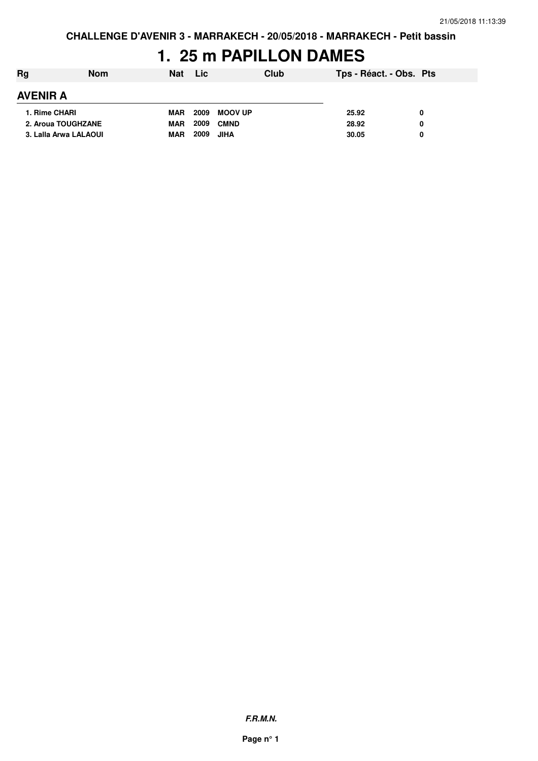**CHALLENGE D'AVENIR 3 - MARRAKECH - 20/05/2018 - MARRAKECH - Petit bassin**

# 1. 25 m PAPILLON DAMES

| Rg | Nom | Nat | Lic | Club | Tps - Réact. - Obs. | Pts |
|---|---|---|---|---|---|---|
| **AVENIR A** | | | | | | |
| 1. | Rime CHARI | MAR | 2009 | MOOV UP | 25.92 | 0 |
| 2. | Aroua TOUGHZANE | MAR | 2009 | CMND | 28.92 | 0 |
| 3. | Lalla Arwa LALAOUI | MAR | 2009 | JIHA | 30.05 | 0 |

***F.R.M.N.***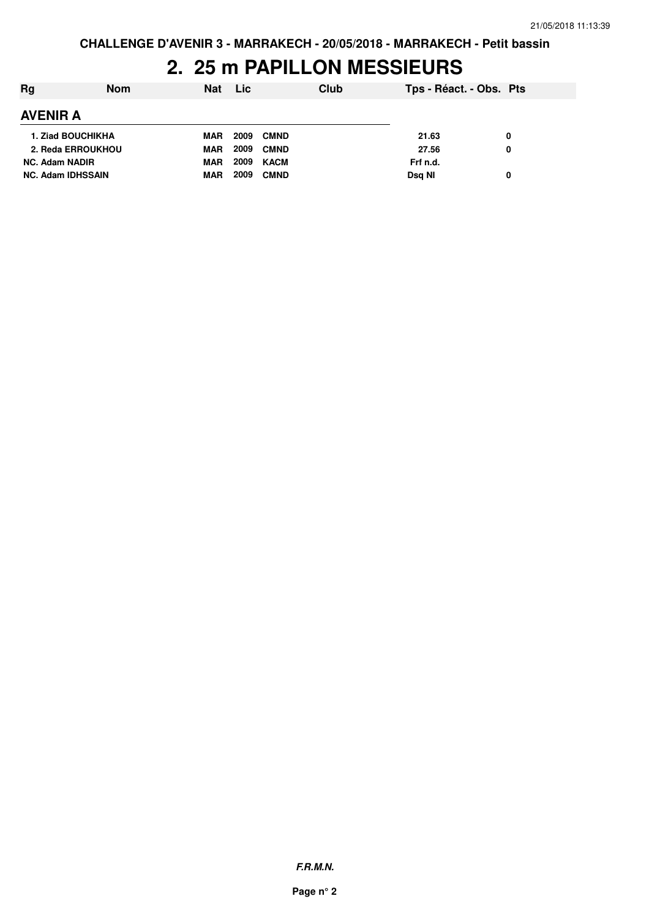CHALLENGE D'AVENIR 3 - MARRAKECH - 20/05/2018 - MARRAKECH - Petit bassin

# 2. 25 m PAPILLON MESSIEURS

| Rg | Nom | Nat | Lic | Club | Tps - Réact. - Obs. | Pts |
|---|---|---|---|---|---|---|
| **AVENIR A** | | | | | | |
| 1. | Ziad BOUCHIKHA | MAR | 2009 | CMND | 21.63 | 0 |
| 2. | Reda ERROUKHOU | MAR | 2009 | CMND | 27.56 | 0 |
| NC. | Adam NADIR | MAR | 2009 | KACM | Frf n.d. | |
| NC. | Adam IDHSSAIN | MAR | 2009 | CMND | Dsq NI | 0 |

*F.R.M.N.*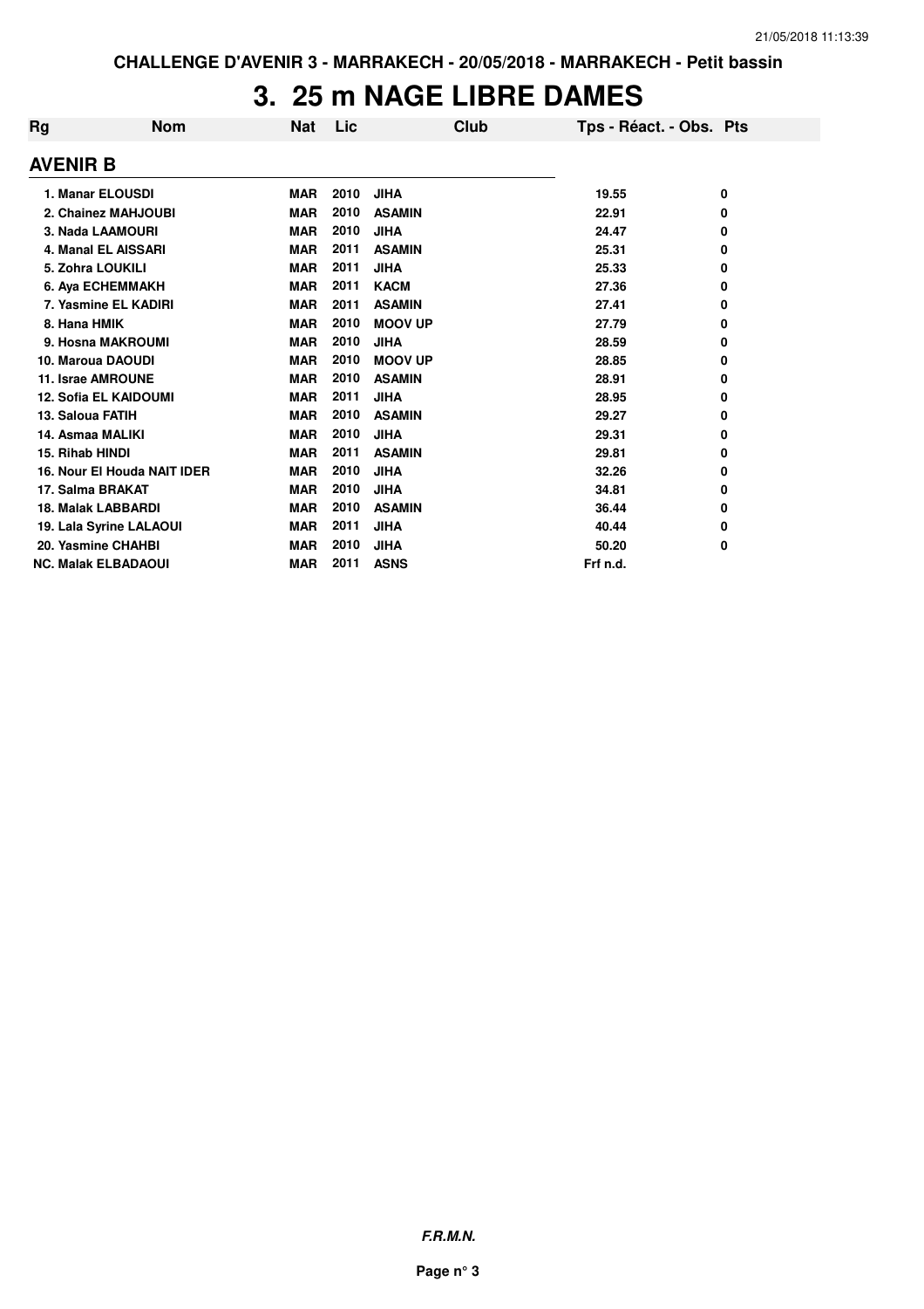# 3. 25 m NAGE LIBRE DAMES

| Rg | Nom | Nat | Lic | Club | Tps - Réact. - Obs. | Pts |
|---|---|---|---|---|---|---|
| **AVENIR B** | | | | | | |
| 1. | Manar ELOUSDI | MAR | 2010 | JIHA | 19.55 | 0 |
| 2. | Chainez MAHJOUBI | MAR | 2010 | ASAMIN | 22.91 | 0 |
| 3. | Nada LAAMOURI | MAR | 2010 | JIHA | 24.47 | 0 |
| 4. | Manal EL AISSARI | MAR | 2011 | ASAMIN | 25.31 | 0 |
| 5. | Zohra LOUKILI | MAR | 2011 | JIHA | 25.33 | 0 |
| 6. | Aya ECHEMMAKH | MAR | 2011 | KACM | 27.36 | 0 |
| 7. | Yasmine EL KADIRI | MAR | 2011 | ASAMIN | 27.41 | 0 |
| 8. | Hana HMIK | MAR | 2010 | MOOV UP | 27.79 | 0 |
| 9. | Hosna MAKROUMI | MAR | 2010 | JIHA | 28.59 | 0 |
| 10. | Maroua DAOUDI | MAR | 2010 | MOOV UP | 28.85 | 0 |
| 11. | Israe AMROUNE | MAR | 2010 | ASAMIN | 28.91 | 0 |
| 12. | Sofia EL KAIDOUMI | MAR | 2011 | JIHA | 28.95 | 0 |
| 13. | Saloua FATIH | MAR | 2010 | ASAMIN | 29.27 | 0 |
| 14. | Asmaa MALIKI | MAR | 2010 | JIHA | 29.31 | 0 |
| 15. | Rihab HINDI | MAR | 2011 | ASAMIN | 29.81 | 0 |
| 16. | Nour El Houda NAIT IDER | MAR | 2010 | JIHA | 32.26 | 0 |
| 17. | Salma BRAKAT | MAR | 2010 | JIHA | 34.81 | 0 |
| 18. | Malak LABBARDI | MAR | 2010 | ASAMIN | 36.44 | 0 |
| 19. | Lala Syrine LALAOUI | MAR | 2011 | JIHA | 40.44 | 0 |
| 20. | Yasmine CHAHBI | MAR | 2010 | JIHA | 50.20 | 0 |
| NC. | Malak ELBADAOUI | MAR | 2011 | ASNS | Frf n.d. | |

***F.R.M.N.***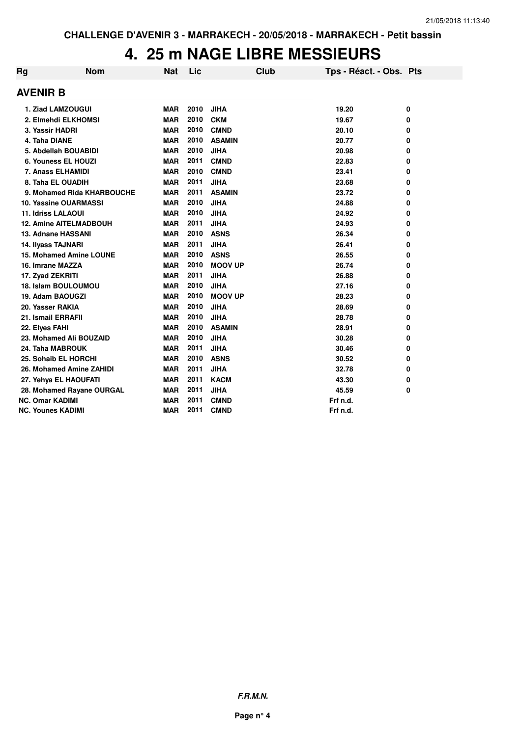CHALLENGE D'AVENIR 3 - MARRAKECH - 20/05/2018 - MARRAKECH - Petit bassin

# 4. 25 m NAGE LIBRE MESSIEURS

## AVENIR B

| Rg | Nom | Nat | Lic | Club | Tps - Réact. - Obs. | Pts |
|---|---|---|---|---|---|---|
| 1. | Ziad LAMZOUGUI | MAR | 2010 | JIHA | 19.20 | 0 |
| 2. | Elmehdi ELKHOMSI | MAR | 2010 | CKM | 19.67 | 0 |
| 3. | Yassir HADRI | MAR | 2010 | CMND | 20.10 | 0 |
| 4. | Taha DIANE | MAR | 2010 | ASAMIN | 20.77 | 0 |
| 5. | Abdellah BOUABIDI | MAR | 2010 | JIHA | 20.98 | 0 |
| 6. | Youness EL HOUZI | MAR | 2011 | CMND | 22.83 | 0 |
| 7. | Anass ELHAMIDI | MAR | 2010 | CMND | 23.41 | 0 |
| 8. | Taha EL OUADIH | MAR | 2011 | JIHA | 23.68 | 0 |
| 9. | Mohamed Rida KHARBOUCHE | MAR | 2011 | ASAMIN | 23.72 | 0 |
| 10. | Yassine OUARMASSI | MAR | 2010 | JIHA | 24.88 | 0 |
| 11. | Idriss LALAOUI | MAR | 2010 | JIHA | 24.92 | 0 |
| 12. | Amine AITELMADBOUH | MAR | 2011 | JIHA | 24.93 | 0 |
| 13. | Adnane HASSANI | MAR | 2010 | ASNS | 26.34 | 0 |
| 14. | Ilyass TAJNARI | MAR | 2011 | JIHA | 26.41 | 0 |
| 15. | Mohamed Amine LOUNE | MAR | 2010 | ASNS | 26.55 | 0 |
| 16. | Imrane MAZZA | MAR | 2010 | MOOV UP | 26.74 | 0 |
| 17. | Zyad ZEKRITI | MAR | 2011 | JIHA | 26.88 | 0 |
| 18. | Islam BOULOUMOU | MAR | 2010 | JIHA | 27.16 | 0 |
| 19. | Adam BAOUGZI | MAR | 2010 | MOOV UP | 28.23 | 0 |
| 20. | Yasser RAKIA | MAR | 2010 | JIHA | 28.69 | 0 |
| 21. | Ismail ERRAFII | MAR | 2010 | JIHA | 28.78 | 0 |
| 22. | Elyes FAHI | MAR | 2010 | ASAMIN | 28.91 | 0 |
| 23. | Mohamed Ali BOUZAID | MAR | 2010 | JIHA | 30.28 | 0 |
| 24. | Taha MABROUK | MAR | 2011 | JIHA | 30.46 | 0 |
| 25. | Sohaib EL HORCHI | MAR | 2010 | ASNS | 30.52 | 0 |
| 26. | Mohamed Amine ZAHIDI | MAR | 2011 | JIHA | 32.78 | 0 |
| 27. | Yehya EL HAOUFATI | MAR | 2011 | KACM | 43.30 | 0 |
| 28. | Mohamed Rayane OURGAL | MAR | 2011 | JIHA | 45.59 | 0 |
| NC. | Omar KADIMI | MAR | 2011 | CMND | Frf n.d. | |
| NC. | Younes KADIMI | MAR | 2011 | CMND | Frf n.d. | |

***F.R.M.N.***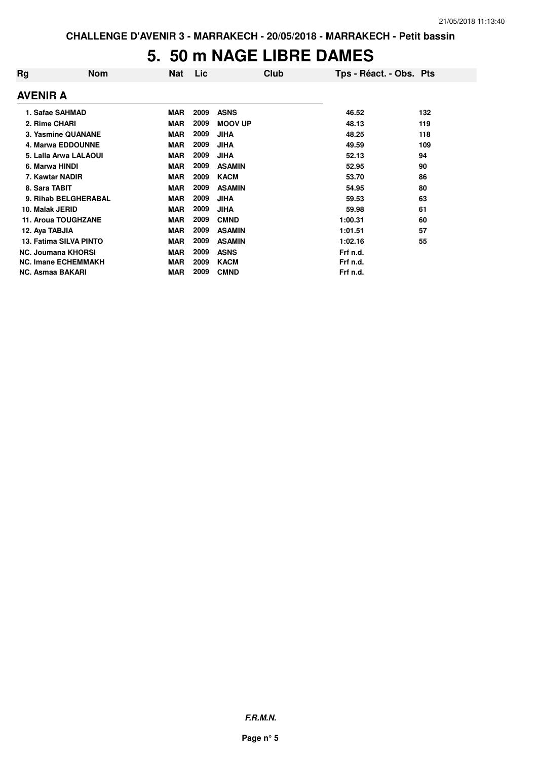# 5. 50 m NAGE LIBRE DAMES

| Rg | Nom | Nat | Lic | Club | Tps - Réact. - Obs. | Pts |
|---|---|---|---|---|---|---|
| **AVENIR A** | | | | | | |
| 1. | Safae SAHMAD | MAR | 2009 | ASNS | 46.52 | 132 |
| 2. | Rime CHARI | MAR | 2009 | MOOV UP | 48.13 | 119 |
| 3. | Yasmine QUANANE | MAR | 2009 | JIHA | 48.25 | 118 |
| 4. | Marwa EDDOUNNE | MAR | 2009 | JIHA | 49.59 | 109 |
| 5. | Lalla Arwa LALAOUI | MAR | 2009 | JIHA | 52.13 | 94 |
| 6. | Marwa HINDI | MAR | 2009 | ASAMIN | 52.95 | 90 |
| 7. | Kawtar NADIR | MAR | 2009 | KACM | 53.70 | 86 |
| 8. | Sara TABIT | MAR | 2009 | ASAMIN | 54.95 | 80 |
| 9. | Rihab BELGHERABAL | MAR | 2009 | JIHA | 59.53 | 63 |
| 10. | Malak JERID | MAR | 2009 | JIHA | 59.98 | 61 |
| 11. | Aroua TOUGHZANE | MAR | 2009 | CMND | 1:00.31 | 60 |
| 12. | Aya TABJIA | MAR | 2009 | ASAMIN | 1:01.51 | 57 |
| 13. | Fatima SILVA PINTO | MAR | 2009 | ASAMIN | 1:02.16 | 55 |
| NC. | Joumana KHORSI | MAR | 2009 | ASNS | Frf n.d. | |
| NC. | Imane ECHEMMAKH | MAR | 2009 | KACM | Frf n.d. | |
| NC. | Asmaa BAKARI | MAR | 2009 | CMND | Frf n.d. | |

***F.R.M.N.***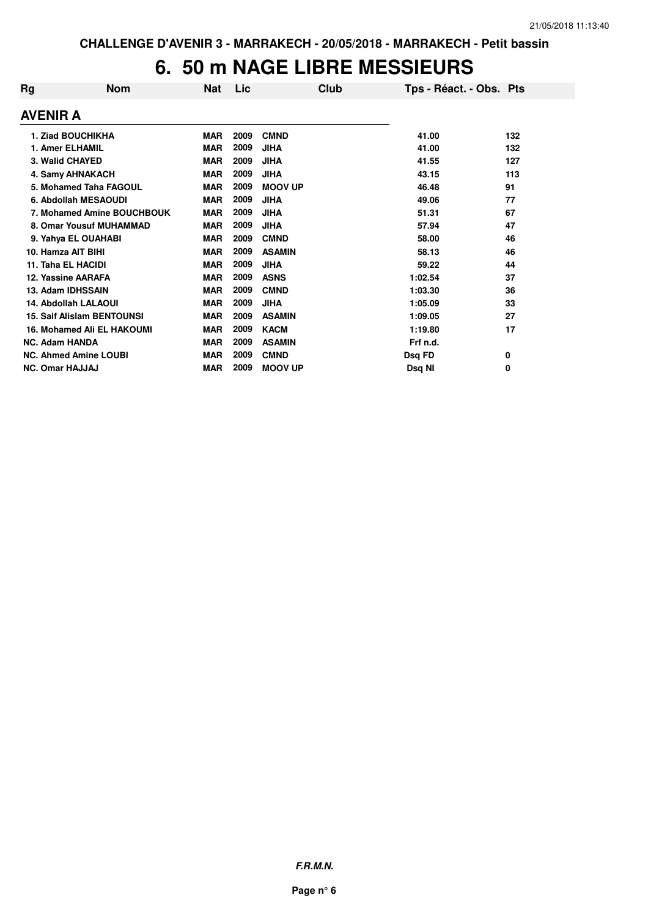# 6. 50 m NAGE LIBRE MESSIEURS

| Rg | Nom | Nat | Lic | Club | Tps - Réact. - Obs. | Pts |
|---|---|---|---|---|---|---|
| **AVENIR A** | | | | | | |
| 1. | Ziad BOUCHIKHA | MAR | 2009 | CMND | 41.00 | 132 |
| 1. | Amer ELHAMIL | MAR | 2009 | JIHA | 41.00 | 132 |
| 3. | Walid CHAYED | MAR | 2009 | JIHA | 41.55 | 127 |
| 4. | Samy AHNAKACH | MAR | 2009 | JIHA | 43.15 | 113 |
| 5. | Mohamed Taha FAGOUL | MAR | 2009 | MOOV UP | 46.48 | 91 |
| 6. | Abdollah MESAOUDI | MAR | 2009 | JIHA | 49.06 | 77 |
| 7. | Mohamed Amine BOUCHBOUK | MAR | 2009 | JIHA | 51.31 | 67 |
| 8. | Omar Yousuf MUHAMMAD | MAR | 2009 | JIHA | 57.94 | 47 |
| 9. | Yahya EL OUAHABI | MAR | 2009 | CMND | 58.00 | 46 |
| 10. | Hamza AIT BIHI | MAR | 2009 | ASAMIN | 58.13 | 46 |
| 11. | Taha EL HACIDI | MAR | 2009 | JIHA | 59.22 | 44 |
| 12. | Yassine AARAFA | MAR | 2009 | ASNS | 1:02.54 | 37 |
| 13. | Adam IDHSSAIN | MAR | 2009 | CMND | 1:03.30 | 36 |
| 14. | Abdollah LALAOUI | MAR | 2009 | JIHA | 1:05.09 | 33 |
| 15. | Saif Alislam BENTOUNSI | MAR | 2009 | ASAMIN | 1:09.05 | 27 |
| 16. | Mohamed Ali EL HAKOUMI | MAR | 2009 | KACM | 1:19.80 | 17 |
| NC. | Adam HANDA | MAR | 2009 | ASAMIN | Frf n.d. | |
| NC. | Ahmed Amine LOUBI | MAR | 2009 | CMND | Dsq FD | 0 |
| NC. | Omar HAJJAJ | MAR | 2009 | MOOV UP | Dsq NI | 0 |

***F.R.M.N.***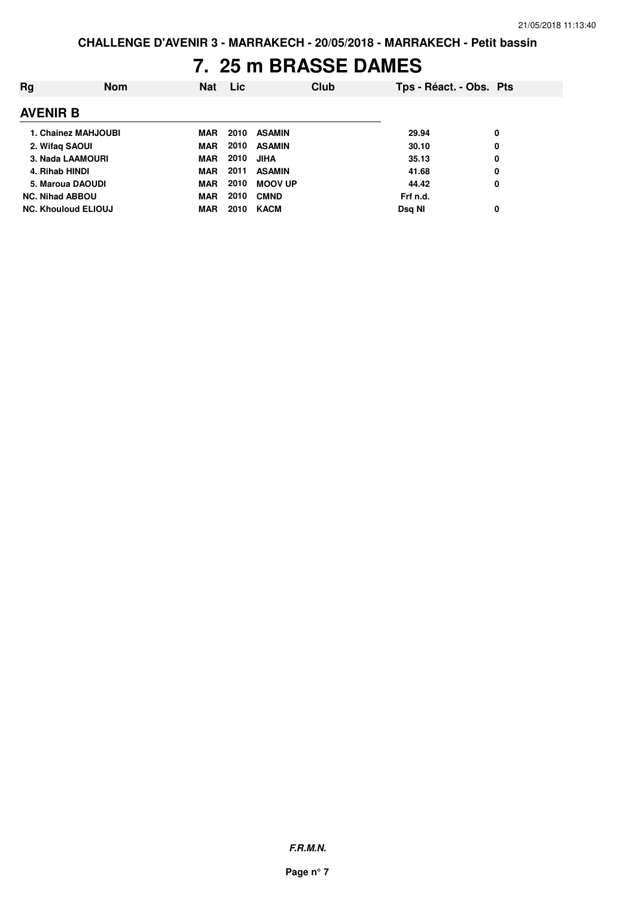# 7. 25 m BRASSE DAMES

| Rg | Nom | Nat | Lic | Club | Tps - Réact. - Obs. | Pts |
|---|---|---|---|---|---|---|
| **AVENIR B** | | | | | | |
| 1. | Chainez MAHJOUBI | MAR | 2010 | ASAMIN | 29.94 | 0 |
| 2. | Wifaq SAOUI | MAR | 2010 | ASAMIN | 30.10 | 0 |
| 3. | Nada LAAMOURI | MAR | 2010 | JIHA | 35.13 | 0 |
| 4. | Rihab HINDI | MAR | 2011 | ASAMIN | 41.68 | 0 |
| 5. | Maroua DAOUDI | MAR | 2010 | MOOV UP | 44.42 | 0 |
| NC. | Nihad ABBOU | MAR | 2010 | CMND | Frf n.d. | |
| NC. | Khouloud ELIOUJ | MAR | 2010 | KACM | Dsq NI | 0 |

***F.R.M.N.***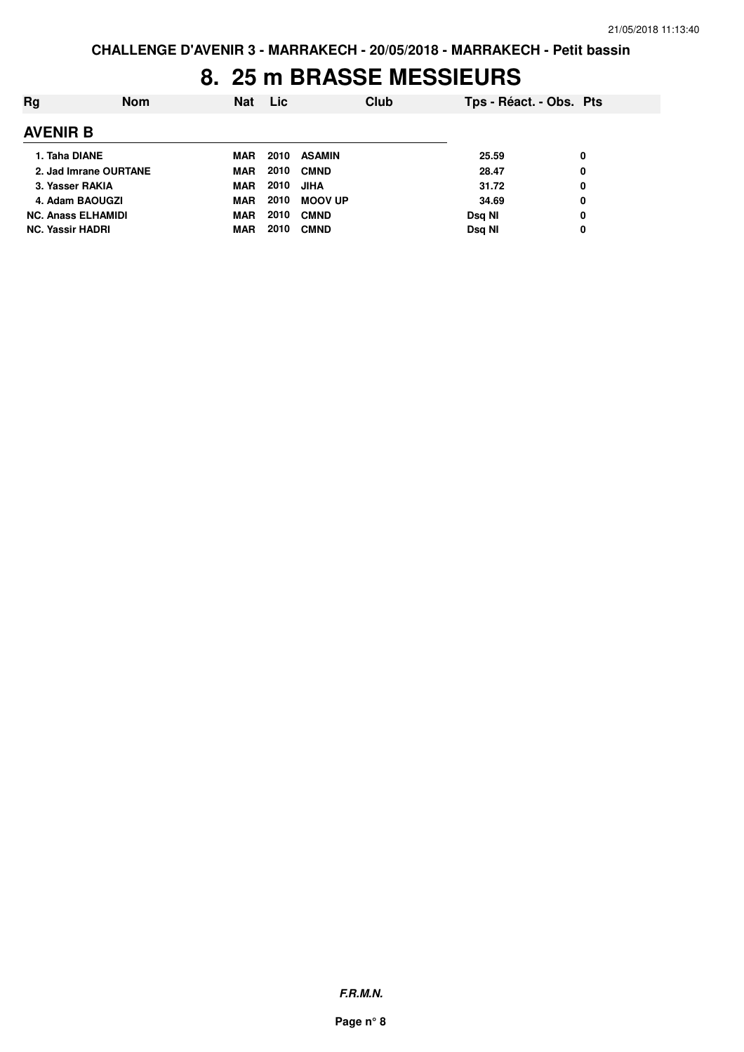CHALLENGE D'AVENIR 3 - MARRAKECH - 20/05/2018 - MARRAKECH - Petit bassin

# 8. 25 m BRASSE MESSIEURS

| Rg | Nom | Nat | Lic | Club | Tps - Réact. - Obs. | Pts |
|---|---|---|---|---|---|---|
| **AVENIR B** | | | | | | |
| 1. | Taha DIANE | MAR | 2010 | ASAMIN | 25.59 | 0 |
| 2. | Jad Imrane OURTANE | MAR | 2010 | CMND | 28.47 | 0 |
| 3. | Yasser RAKIA | MAR | 2010 | JIHA | 31.72 | 0 |
| 4. | Adam BAOUGZI | MAR | 2010 | MOOV UP | 34.69 | 0 |
| NC. | Anass ELHAMIDI | MAR | 2010 | CMND | Dsq NI | 0 |
| NC. | Yassir HADRI | MAR | 2010 | CMND | Dsq NI | 0 |

***F.R.M.N.***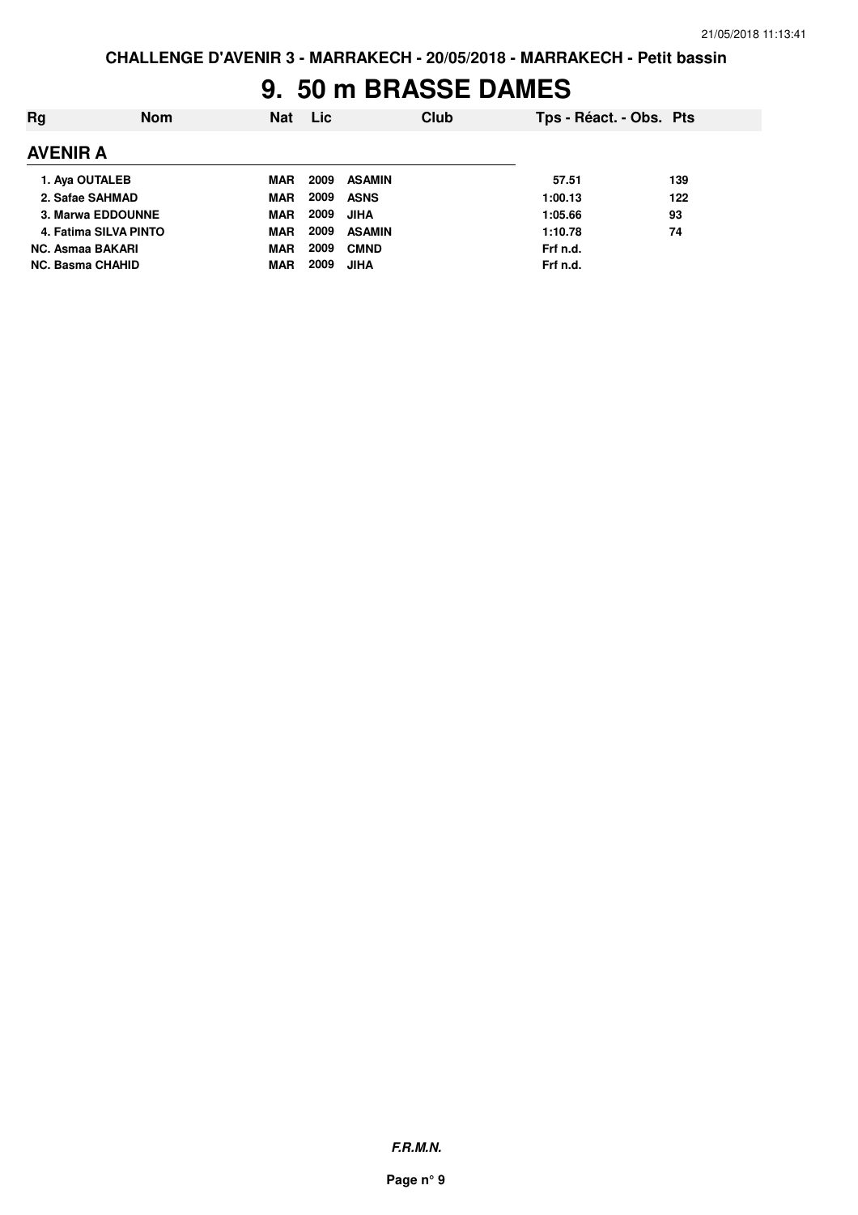# 9. 50 m BRASSE DAMES

| Rg | Nom | Nat | Lic | Club | Tps - Réact. - Obs. | Pts |
|---|---|---|---|---|---|---|
| **AVENIR A** | | | | | | |
| 1. | Aya OUTALEB | MAR | 2009 | ASAMIN | 57.51 | 139 |
| 2. | Safae SAHMAD | MAR | 2009 | ASNS | 1:00.13 | 122 |
| 3. | Marwa EDDOUNNE | MAR | 2009 | JIHA | 1:05.66 | 93 |
| 4. | Fatima SILVA PINTO | MAR | 2009 | ASAMIN | 1:10.78 | 74 |
| NC. | Asmaa BAKARI | MAR | 2009 | CMND | Frf n.d. | |
| NC. | Basma CHAHID | MAR | 2009 | JIHA | Frf n.d. | |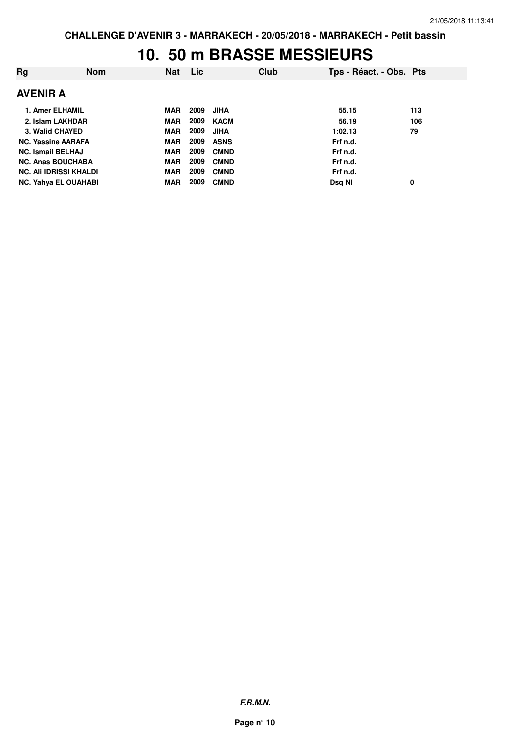CHALLENGE D'AVENIR 3 - MARRAKECH - 20/05/2018 - MARRAKECH - Petit bassin

# 10. 50 m BRASSE MESSIEURS

| Rg | Nom | Nat | Lic | Club | Tps - Réact. - Obs. | Pts |
|---|---|---|---|---|---|---|
| **AVENIR A** | | | | | | |
| 1. | Amer ELHAMIL | MAR | 2009 | JIHA | 55.15 | 113 |
| 2. | Islam LAKHDAR | MAR | 2009 | KACM | 56.19 | 106 |
| 3. | Walid CHAYED | MAR | 2009 | JIHA | 1:02.13 | 79 |
| NC. | Yassine AARAFA | MAR | 2009 | ASNS | Frf n.d. | |
| NC. | Ismail BELHAJ | MAR | 2009 | CMND | Frf n.d. | |
| NC. | Anas BOUCHABA | MAR | 2009 | CMND | Frf n.d. | |
| NC. | Ali IDRISSI KHALDI | MAR | 2009 | CMND | Frf n.d. | |
| NC. | Yahya EL OUAHABI | MAR | 2009 | CMND | Dsq NI | 0 |

*F.R.M.N.*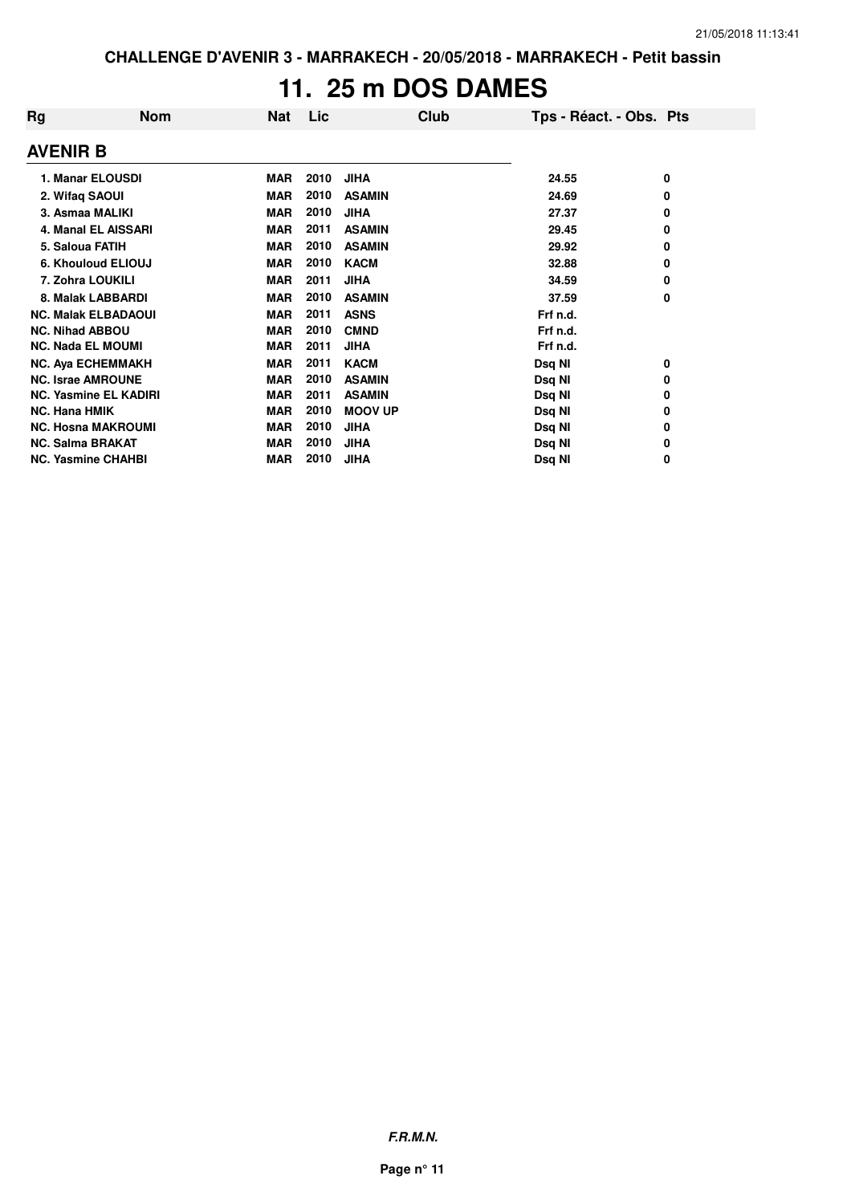# 11. 25 m DOS DAMES

| Rg | Nom | Nat | Lic | Club | Tps - Réact. - Obs. | Pts |
|---|---|---|---|---|---|---|
| **AVENIR B** | | | | | | |
| 1. | Manar ELOUSDI | MAR | 2010 | JIHA | 24.55 | 0 |
| 2. | Wifaq SAOUI | MAR | 2010 | ASAMIN | 24.69 | 0 |
| 3. | Asmaa MALIKI | MAR | 2010 | JIHA | 27.37 | 0 |
| 4. | Manal EL AISSARI | MAR | 2011 | ASAMIN | 29.45 | 0 |
| 5. | Saloua FATIH | MAR | 2010 | ASAMIN | 29.92 | 0 |
| 6. | Khouloud ELIOUJ | MAR | 2010 | KACM | 32.88 | 0 |
| 7. | Zohra LOUKILI | MAR | 2011 | JIHA | 34.59 | 0 |
| 8. | Malak LABBARDI | MAR | 2010 | ASAMIN | 37.59 | 0 |
| NC. | Malak ELBADAOUI | MAR | 2011 | ASNS | Frf n.d. | |
| NC. | Nihad ABBOU | MAR | 2010 | CMND | Frf n.d. | |
| NC. | Nada EL MOUMI | MAR | 2011 | JIHA | Frf n.d. | |
| NC. | Aya ECHEMMAKH | MAR | 2011 | KACM | Dsq NI | 0 |
| NC. | Israe AMROUNE | MAR | 2010 | ASAMIN | Dsq NI | 0 |
| NC. | Yasmine EL KADIRI | MAR | 2011 | ASAMIN | Dsq NI | 0 |
| NC. | Hana HMIK | MAR | 2010 | MOOV UP | Dsq NI | 0 |
| NC. | Hosna MAKROUMI | MAR | 2010 | JIHA | Dsq NI | 0 |
| NC. | Salma BRAKAT | MAR | 2010 | JIHA | Dsq NI | 0 |
| NC. | Yasmine CHAHBI | MAR | 2010 | JIHA | Dsq NI | 0 |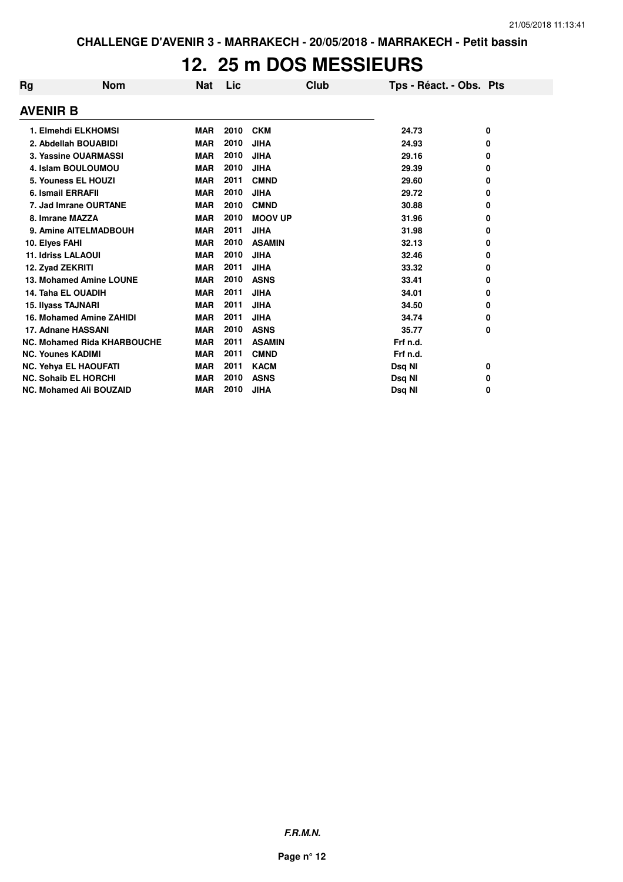# 12. 25 m DOS MESSIEURS

| Rg | Nom | Nat | Lic | Club | Tps - Réact. - Obs. | Pts |
|---|---|---|---|---|---|---|
| **AVENIR B** | | | | | | |
| 1. | Elmehdi ELKHOMSI | MAR | 2010 | CKM | 24.73 | 0 |
| 2. | Abdellah BOUABIDI | MAR | 2010 | JIHA | 24.93 | 0 |
| 3. | Yassine OUARMASSI | MAR | 2010 | JIHA | 29.16 | 0 |
| 4. | Islam BOULOUMOU | MAR | 2010 | JIHA | 29.39 | 0 |
| 5. | Youness EL HOUZI | MAR | 2011 | CMND | 29.60 | 0 |
| 6. | Ismail ERRAFII | MAR | 2010 | JIHA | 29.72 | 0 |
| 7. | Jad Imrane OURTANE | MAR | 2010 | CMND | 30.88 | 0 |
| 8. | Imrane MAZZA | MAR | 2010 | MOOV UP | 31.96 | 0 |
| 9. | Amine AITELMADBOUH | MAR | 2011 | JIHA | 31.98 | 0 |
| 10. | Elyes FAHI | MAR | 2010 | ASAMIN | 32.13 | 0 |
| 11. | Idriss LALAOUI | MAR | 2010 | JIHA | 32.46 | 0 |
| 12. | Zyad ZEKRITI | MAR | 2011 | JIHA | 33.32 | 0 |
| 13. | Mohamed Amine LOUNE | MAR | 2010 | ASNS | 33.41 | 0 |
| 14. | Taha EL OUADIH | MAR | 2011 | JIHA | 34.01 | 0 |
| 15. | Ilyass TAJNARI | MAR | 2011 | JIHA | 34.50 | 0 |
| 16. | Mohamed Amine ZAHIDI | MAR | 2011 | JIHA | 34.74 | 0 |
| 17. | Adnane HASSANI | MAR | 2010 | ASNS | 35.77 | 0 |
| NC. | Mohamed Rida KHARBOUCHE | MAR | 2011 | ASAMIN | Frf n.d. | |
| NC. | Younes KADIMI | MAR | 2011 | CMND | Frf n.d. | |
| NC. | Yehya EL HAOUFATI | MAR | 2011 | KACM | Dsq NI | 0 |
| NC. | Sohaib EL HORCHI | MAR | 2010 | ASNS | Dsq NI | 0 |
| NC. | Mohamed Ali BOUZAID | MAR | 2010 | JIHA | Dsq NI | 0 |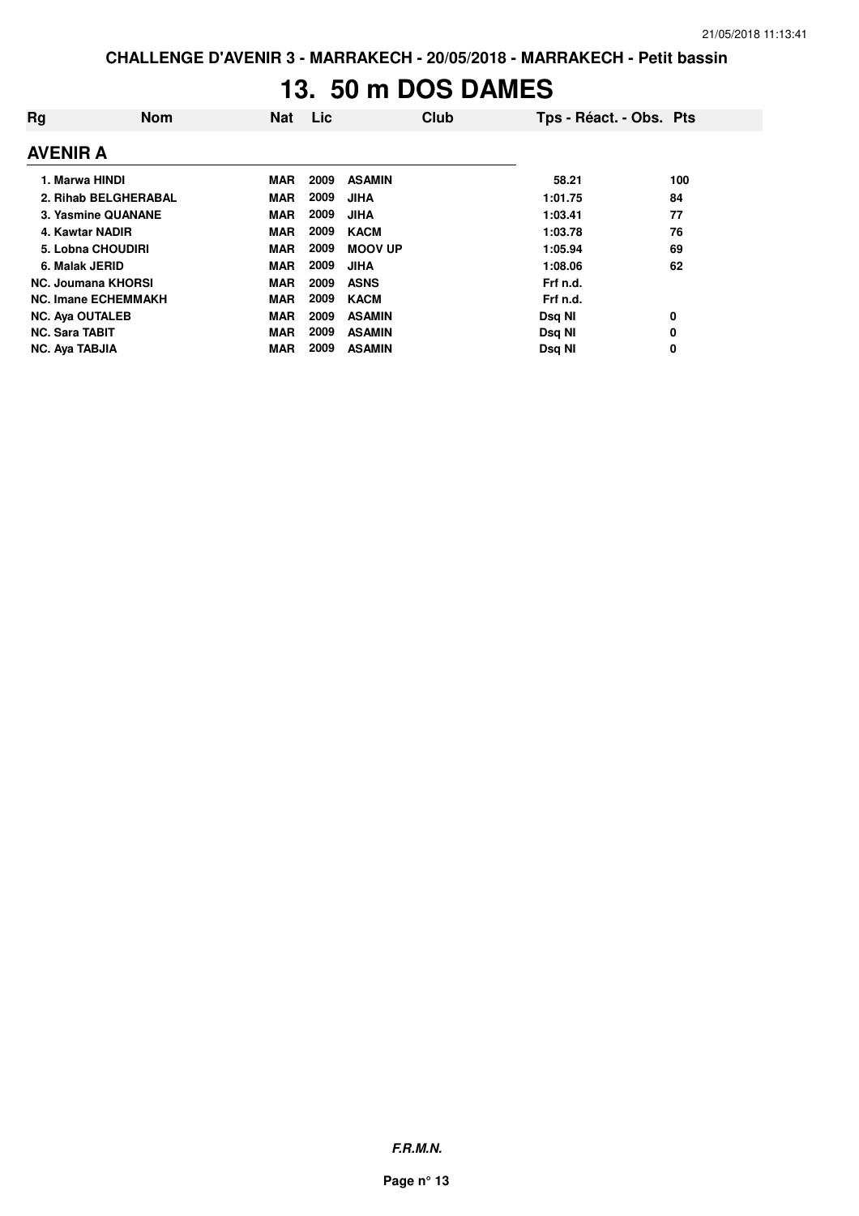# 13. 50 m DOS DAMES

| Rg | Nom | Nat | Lic | Club | Tps - Réact. - Obs. | Pts |
|---|---|---|---|---|---|---|

## AVENIR A

| Rg | Nom | Nat | Lic | Club | Tps - Réact. - Obs. | Pts |
|---|---|---|---|---|---|---|
| 1. | Marwa HINDI | MAR | 2009 | ASAMIN | 58.21 | 100 |
| 2. | Rihab BELGHERABAL | MAR | 2009 | JIHA | 1:01.75 | 84 |
| 3. | Yasmine QUANANE | MAR | 2009 | JIHA | 1:03.41 | 77 |
| 4. | Kawtar NADIR | MAR | 2009 | KACM | 1:03.78 | 76 |
| 5. | Lobna CHOUDIRI | MAR | 2009 | MOOV UP | 1:05.94 | 69 |
| 6. | Malak JERID | MAR | 2009 | JIHA | 1:08.06 | 62 |
| NC. | Joumana KHORSI | MAR | 2009 | ASNS | Frf n.d. | |
| NC. | Imane ECHEMMAKH | MAR | 2009 | KACM | Frf n.d. | |
| NC. | Aya OUTALEB | MAR | 2009 | ASAMIN | Dsq NI | 0 |
| NC. | Sara TABIT | MAR | 2009 | ASAMIN | Dsq NI | 0 |
| NC. | Aya TABJIA | MAR | 2009 | ASAMIN | Dsq NI | 0 |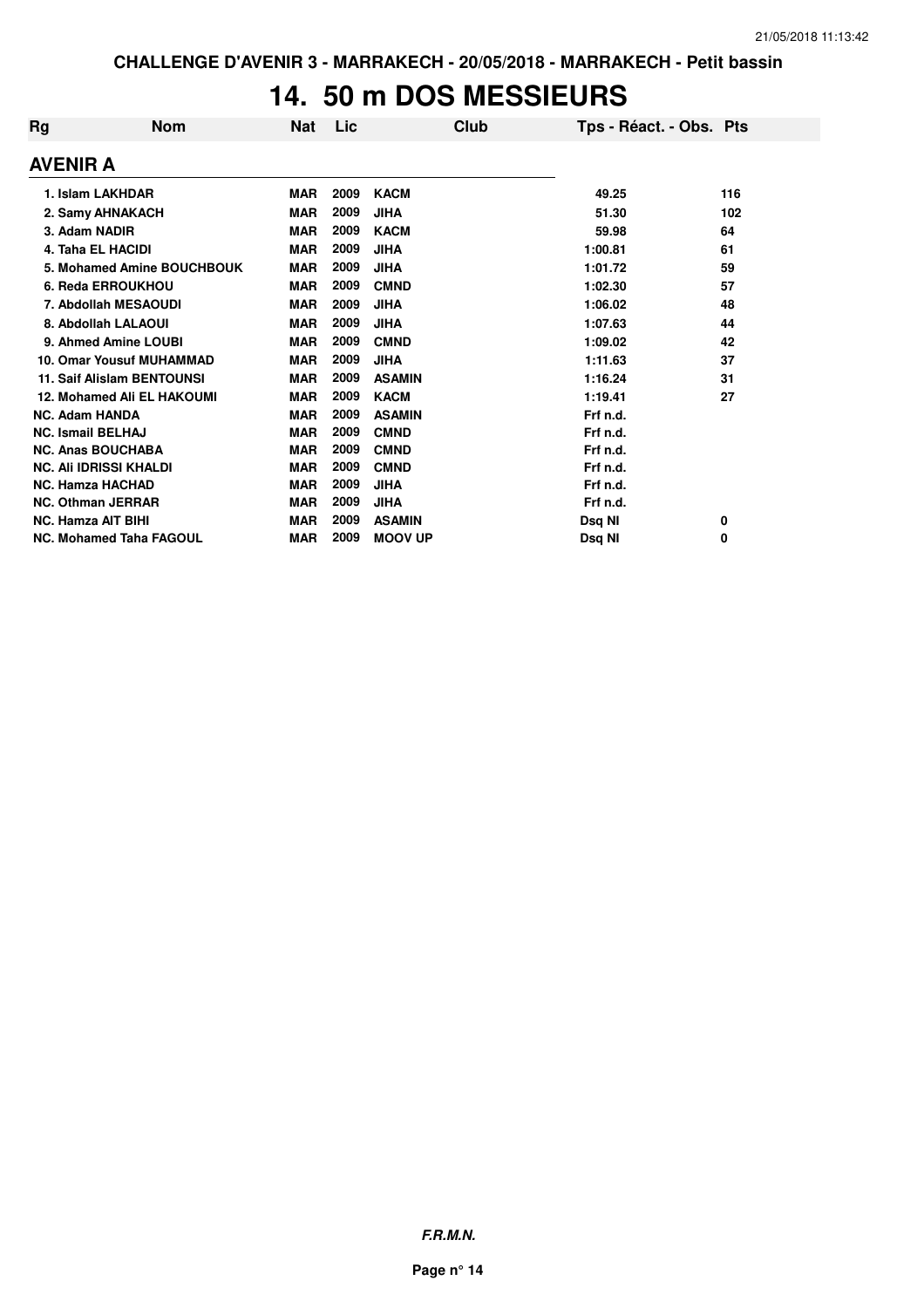CHALLENGE D'AVENIR 3 - MARRAKECH - 20/05/2018 - MARRAKECH - Petit bassin

# 14. 50 m DOS MESSIEURS

| Rg | Nom | Nat | Lic | Club | Tps - Réact. - Obs. | Pts |
|---|---|---|---|---|---|---|
| **AVENIR A** | | | | | | |
| 1. Islam LAKHDAR | | MAR | 2009 | KACM | 49.25 | 116 |
| 2. Samy AHNAKACH | | MAR | 2009 | JIHA | 51.30 | 102 |
| 3. Adam NADIR | | MAR | 2009 | KACM | 59.98 | 64 |
| 4. Taha EL HACIDI | | MAR | 2009 | JIHA | 1:00.81 | 61 |
| 5. Mohamed Amine BOUCHBOUK | | MAR | 2009 | JIHA | 1:01.72 | 59 |
| 6. Reda ERROUKHOU | | MAR | 2009 | CMND | 1:02.30 | 57 |
| 7. Abdollah MESAOUDI | | MAR | 2009 | JIHA | 1:06.02 | 48 |
| 8. Abdollah LALAOUI | | MAR | 2009 | JIHA | 1:07.63 | 44 |
| 9. Ahmed Amine LOUBI | | MAR | 2009 | CMND | 1:09.02 | 42 |
| 10. Omar Yousuf MUHAMMAD | | MAR | 2009 | JIHA | 1:11.63 | 37 |
| 11. Saif Alislam BENTOUNSI | | MAR | 2009 | ASAMIN | 1:16.24 | 31 |
| 12. Mohamed Ali EL HAKOUMI | | MAR | 2009 | KACM | 1:19.41 | 27 |
| NC. Adam HANDA | | MAR | 2009 | ASAMIN | Frf n.d. | |
| NC. Ismail BELHAJ | | MAR | 2009 | CMND | Frf n.d. | |
| NC. Anas BOUCHABA | | MAR | 2009 | CMND | Frf n.d. | |
| NC. Ali IDRISSI KHALDI | | MAR | 2009 | CMND | Frf n.d. | |
| NC. Hamza HACHAD | | MAR | 2009 | JIHA | Frf n.d. | |
| NC. Othman JERRAR | | MAR | 2009 | JIHA | Frf n.d. | |
| NC. Hamza AIT BIHI | | MAR | 2009 | ASAMIN | Dsq NI | 0 |
| NC. Mohamed Taha FAGOUL | | MAR | 2009 | MOOV UP | Dsq NI | 0 |

*F.R.M.N.*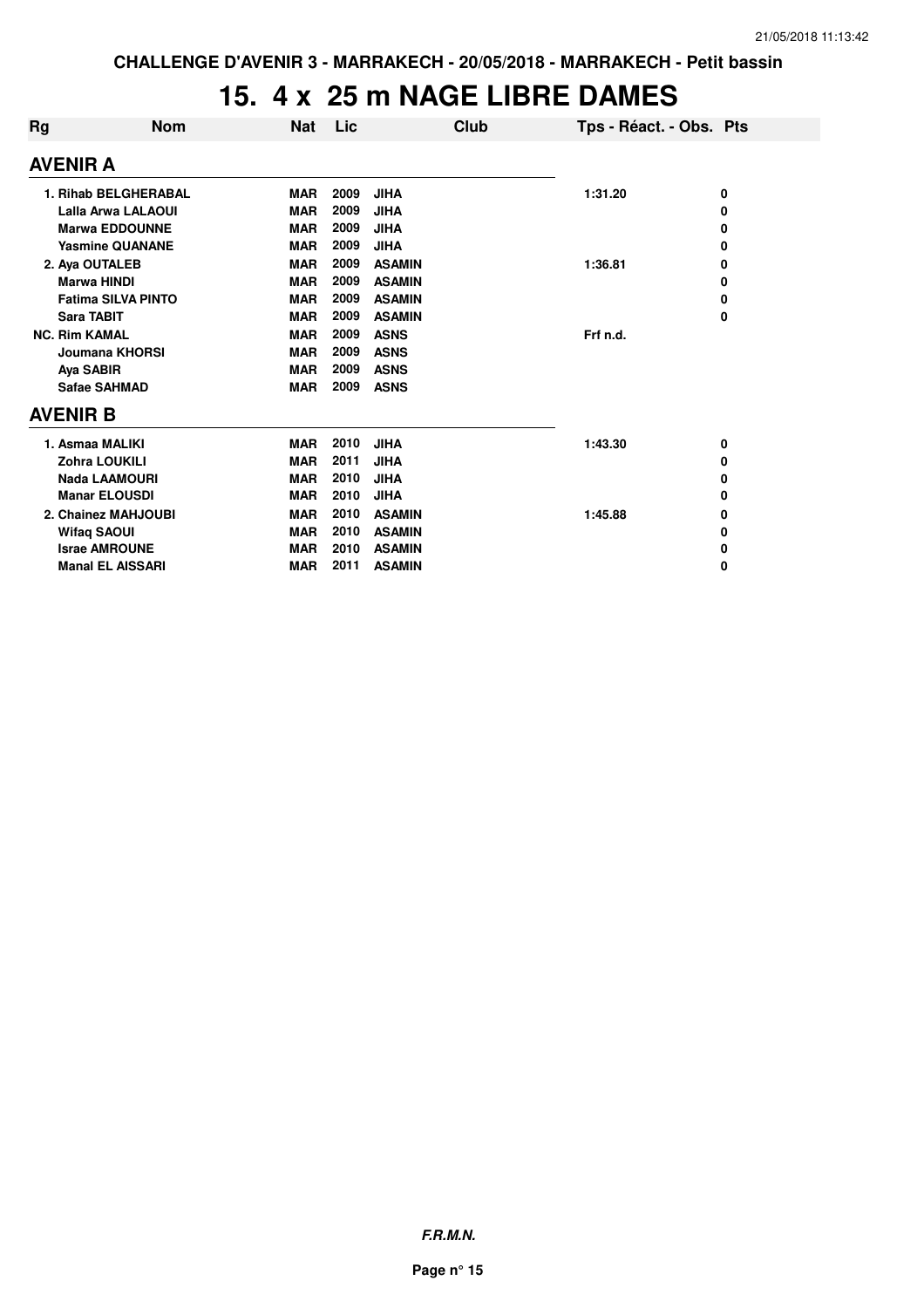CHALLENGE D'AVENIR 3 - MARRAKECH - 20/05/2018 - MARRAKECH - Petit bassin

# 15. 4 x 25 m NAGE LIBRE DAMES

| Rg | Nom | Nat | Lic | Club | Tps - Réact. - Obs. | Pts |
|---|---|---|---|---|---|---|
| **AVENIR A** | | | | | | |
| 1. | Rihab BELGHERABAL | MAR | 2009 | JIHA | 1:31.20 | 0 |
| | Lalla Arwa LALAOUI | MAR | 2009 | JIHA | | 0 |
| | Marwa EDDOUNNE | MAR | 2009 | JIHA | | 0 |
| | Yasmine QUANANE | MAR | 2009 | JIHA | | 0 |
| 2. | Aya OUTALEB | MAR | 2009 | ASAMIN | 1:36.81 | 0 |
| | Marwa HINDI | MAR | 2009 | ASAMIN | | 0 |
| | Fatima SILVA PINTO | MAR | 2009 | ASAMIN | | 0 |
| | Sara TABIT | MAR | 2009 | ASAMIN | | 0 |
| NC. | Rim KAMAL | MAR | 2009 | ASNS | Frf n.d. | |
| | Joumana KHORSI | MAR | 2009 | ASNS | | |
| | Aya SABIR | MAR | 2009 | ASNS | | |
| | Safae SAHMAD | MAR | 2009 | ASNS | | |
| **AVENIR B** | | | | | | |
| 1. | Asmaa MALIKI | MAR | 2010 | JIHA | 1:43.30 | 0 |
| | Zohra LOUKILI | MAR | 2011 | JIHA | | 0 |
| | Nada LAAMOURI | MAR | 2010 | JIHA | | 0 |
| | Manar ELOUSDI | MAR | 2010 | JIHA | | 0 |
| 2. | Chainez MAHJOUBI | MAR | 2010 | ASAMIN | 1:45.88 | 0 |
| | Wifaq SAOUI | MAR | 2010 | ASAMIN | | 0 |
| | Israe AMROUNE | MAR | 2010 | ASAMIN | | 0 |
| | Manal EL AISSARI | MAR | 2011 | ASAMIN | | 0 |

*F.R.M.N.*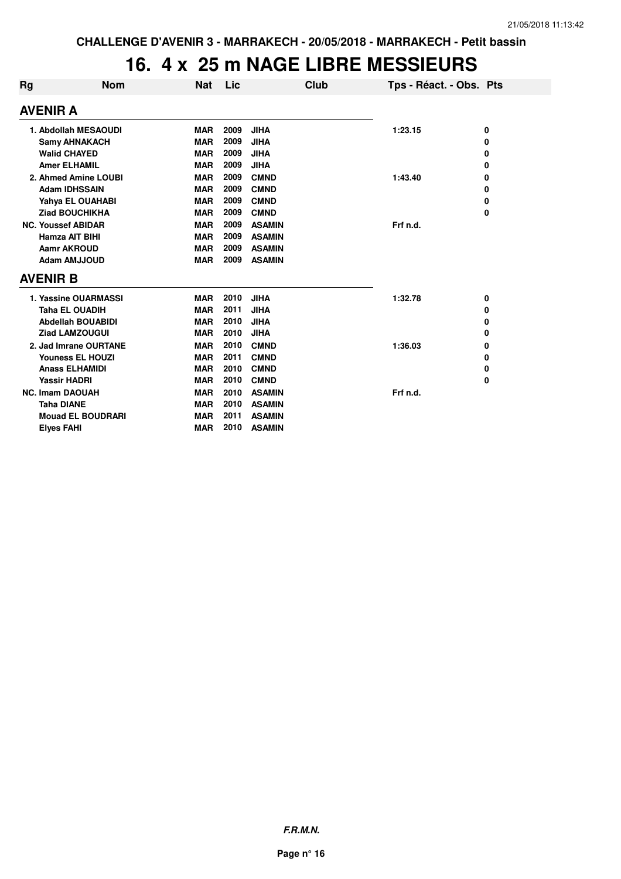# 16. 4 x 25 m NAGE LIBRE MESSIEURS

| Rg | Nom | Nat | Lic | Club | Tps - Réact. - Obs. | Pts |
|---|---|---|---|---|---|---|
| **AVENIR A** | | | | | | |
| 1. | Abdollah MESAOUDI | MAR | 2009 | JIHA | 1:23.15 | 0 |
| | Samy AHNAKACH | MAR | 2009 | JIHA | | 0 |
| | Walid CHAYED | MAR | 2009 | JIHA | | 0 |
| | Amer ELHAMIL | MAR | 2009 | JIHA | | 0 |
| 2. | Ahmed Amine LOUBI | MAR | 2009 | CMND | 1:43.40 | 0 |
| | Adam IDHSSAIN | MAR | 2009 | CMND | | 0 |
| | Yahya EL OUAHABI | MAR | 2009 | CMND | | 0 |
| | Ziad BOUCHIKHA | MAR | 2009 | CMND | | 0 |
| NC. | Youssef ABIDAR | MAR | 2009 | ASAMIN | Frf n.d. | |
| | Hamza AIT BIHI | MAR | 2009 | ASAMIN | | |
| | Aamr AKROUD | MAR | 2009 | ASAMIN | | |
| | Adam AMJJOUD | MAR | 2009 | ASAMIN | | |
| **AVENIR B** | | | | | | |
| 1. | Yassine OUARMASSI | MAR | 2010 | JIHA | 1:32.78 | 0 |
| | Taha EL OUADIH | MAR | 2011 | JIHA | | 0 |
| | Abdellah BOUABIDI | MAR | 2010 | JIHA | | 0 |
| | Ziad LAMZOUGUI | MAR | 2010 | JIHA | | 0 |
| 2. | Jad Imrane OURTANE | MAR | 2010 | CMND | 1:36.03 | 0 |
| | Youness EL HOUZI | MAR | 2011 | CMND | | 0 |
| | Anass ELHAMIDI | MAR | 2010 | CMND | | 0 |
| | Yassir HADRI | MAR | 2010 | CMND | | 0 |
| NC. | Imam DAOUAH | MAR | 2010 | ASAMIN | Frf n.d. | |
| | Taha DIANE | MAR | 2010 | ASAMIN | | |
| | Mouad EL BOUDRARI | MAR | 2011 | ASAMIN | | |
| | Elyes FAHI | MAR | 2010 | ASAMIN | | |